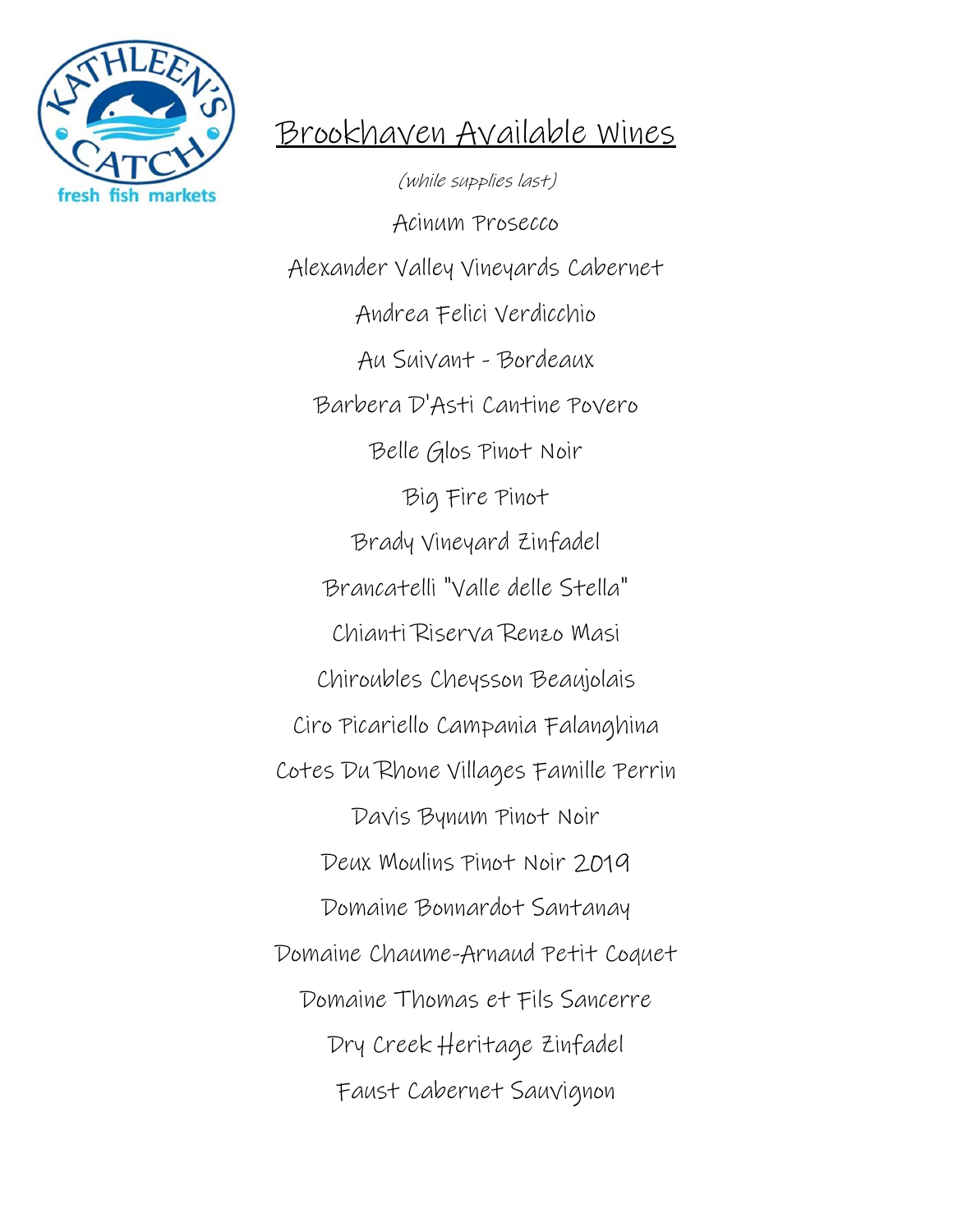# Brookhaven Available Wines

*(while supplies last)*

Acinum Prosecco

Alexander Valley Vineyards Cabernet

Andrea Felici Verdicchio

Au Suivant - Bordeaux

Barbera D'Asti Cantine Povero

Belle Glos Pinot Noir

Big Fire Pinot

Brady Vineyard Zinfadel

Brancatelli "Valle delle Stella"

Chianti Riserva Renzo Masi

Chiroubles Cheysson Beaujolais

Ciro Picariello Campania Falanghina

Cotes Du Rhone Villages Famille Perrin

Davis Bynum Pinot Noir

Deux Moulins Pinot Noir 2019

Domaine Bonnardot Santanay

Domaine Chaume-Arnaud Petit Coquet

Domaine Thomas et Fils Sancerre

Dry Creek Heritage Zinfadel

Faust Cabernet Sauvignon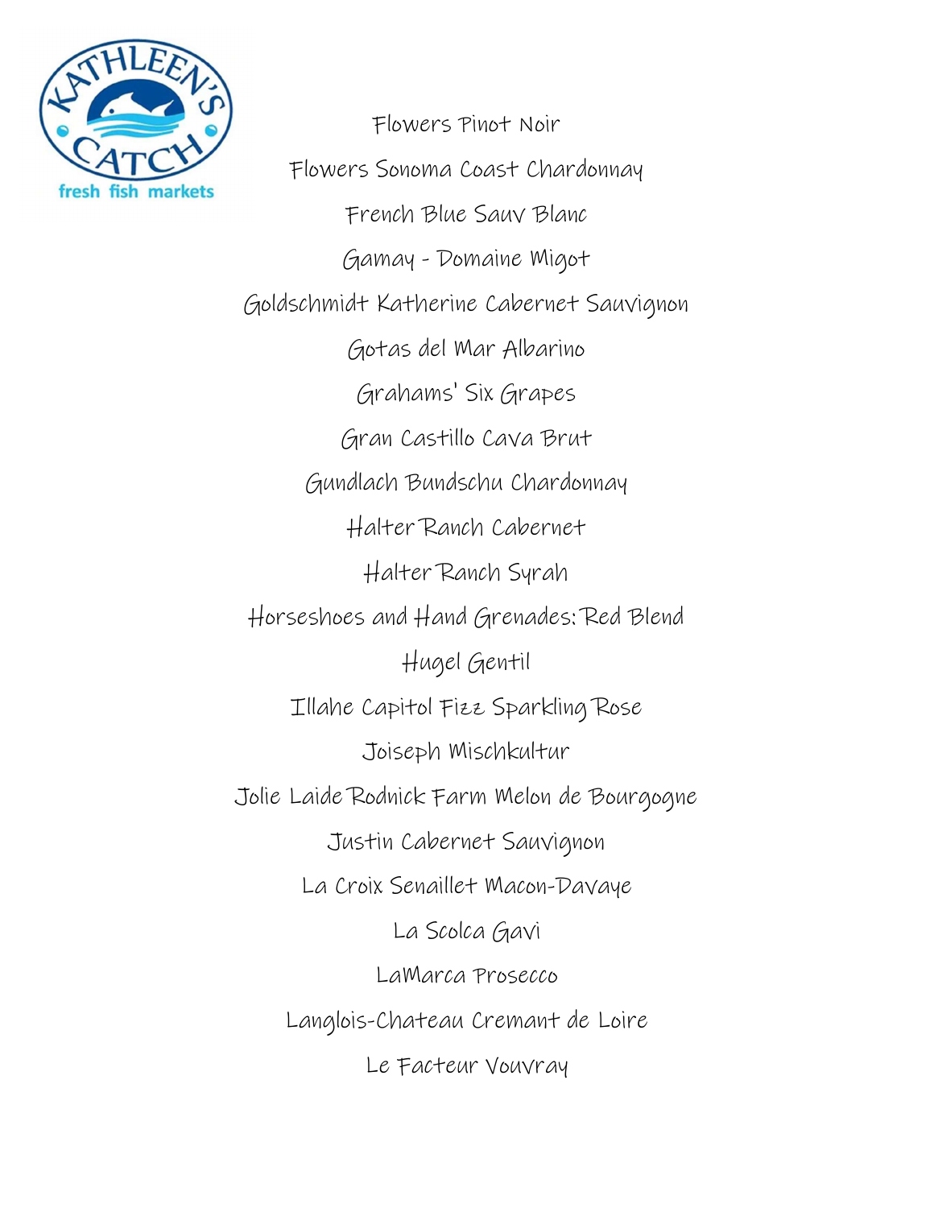Flowers Pinot Noir

Flowers Sonoma Coast Chardonnay

French Blue Sauv Blanc

Gamay - Domaine Migot

Goldschmidt Katherine Cabernet Sauvignon

Gotas del Mar Albarino

Grahams' Six Grapes

Gran Castillo Cava Brut

Gundlach Bundschu Chardonnay

Halter Ranch Cabernet

Halter Ranch Syrah

Horseshoes and Hand Grenades: Red Blend

Hugel Gentil

Illahe Capitol Fizz Sparkling Rose

Joiseph Mischkultur

Jolie Laide Rodnick Farm Melon de Bourgogne

Justin Cabernet Sauvignon

La Croix Senaillet Macon-Davaye

La Scolca Gavi

LaMarca Prosecco

Langlois-Chateau Cremant de Loire

Le Facteur Vouvray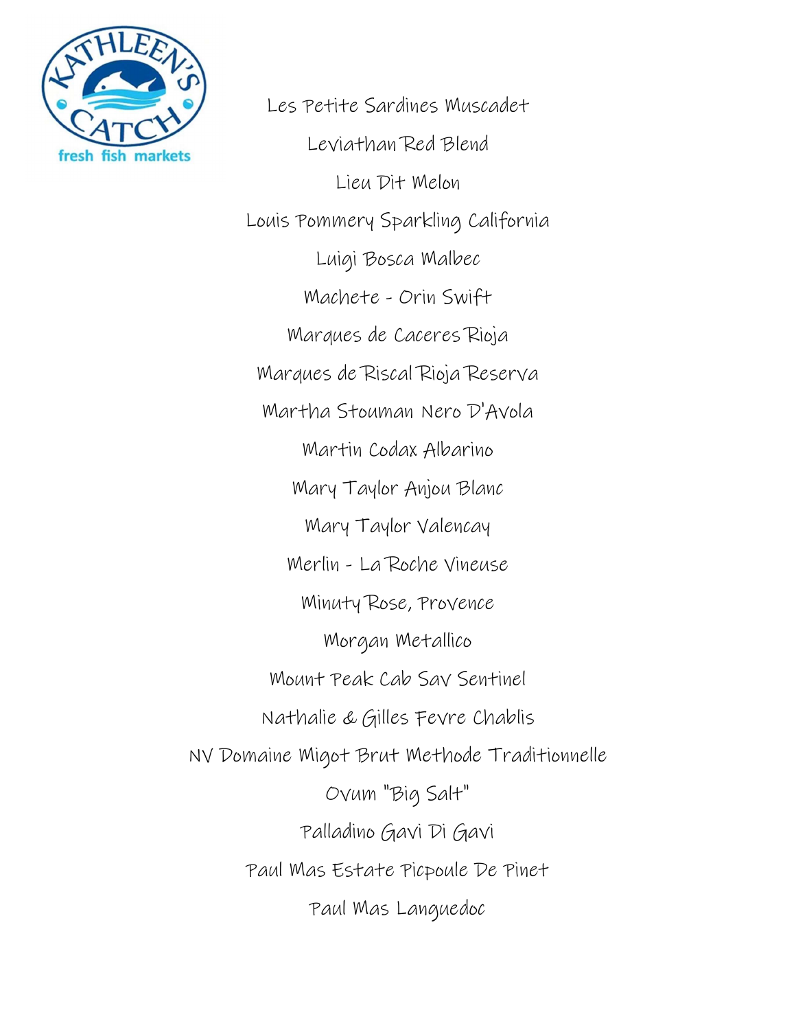Les Petite Sardines Muscadet

Leviathan Red Blend

Lieu Dit Melon

Louis Pommery Sparkling California

Luigi Bosca Malbec

Machete - Orin Swift

Marques de Caceres Rioja

Marques de Riscal Rioja Reserva

Martha Stouman Nero D'Avola

Martin Codax Albarino

Mary Taylor Anjou Blanc

Mary Taylor Valencay

Merlin - La Roche Vineuse

Minuty Rose, Provence

Morgan Metallico

Mount Peak Cab Sav Sentinel

Nathalie & Gilles Fevre Chablis

NV Domaine Migot Brut Methode Traditionnelle

Ovum "Big Salt"

Palladino Gavi Di Gavi

Paul Mas Estate Picpoule De Pinet

Paul Mas Languedoc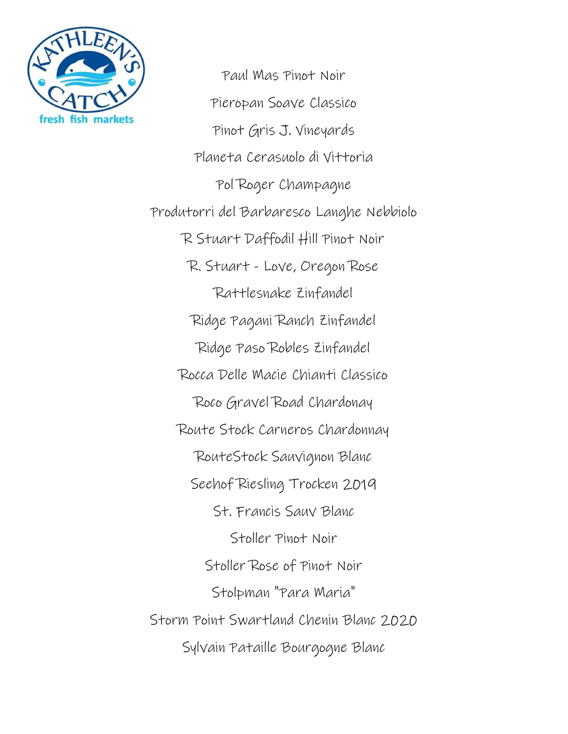Paul Mas Pinot Noir

Pieropan Soave Classico

Pinot Gris J. Vineyards

Planeta Cerasuolo di Vittoria

Pol Roger Champagne

Produtorri del Barbaresco Langhe Nebbiolo

R Stuart Daffodil Hill Pinot Noir

R. Stuart - Love, Oregon Rose

Rattlesnake Zinfandel

Ridge Pagani Ranch Zinfandel

Ridge Paso Robles Zinfandel

Rocca Delle Macie Chianti Classico

Roco Gravel Road Chardonay

Route Stock Carneros Chardonnay

RouteStock Sauvignon Blanc

Seehof Riesling Trocken 2019

St. Francis Sauv Blanc

Stoller Pinot Noir

Stoller Rose of Pinot Noir

Stolpman "Para Maria"

Storm Point Swartland Chenin Blanc 2020

Sylvain Pataille Bourgogne Blanc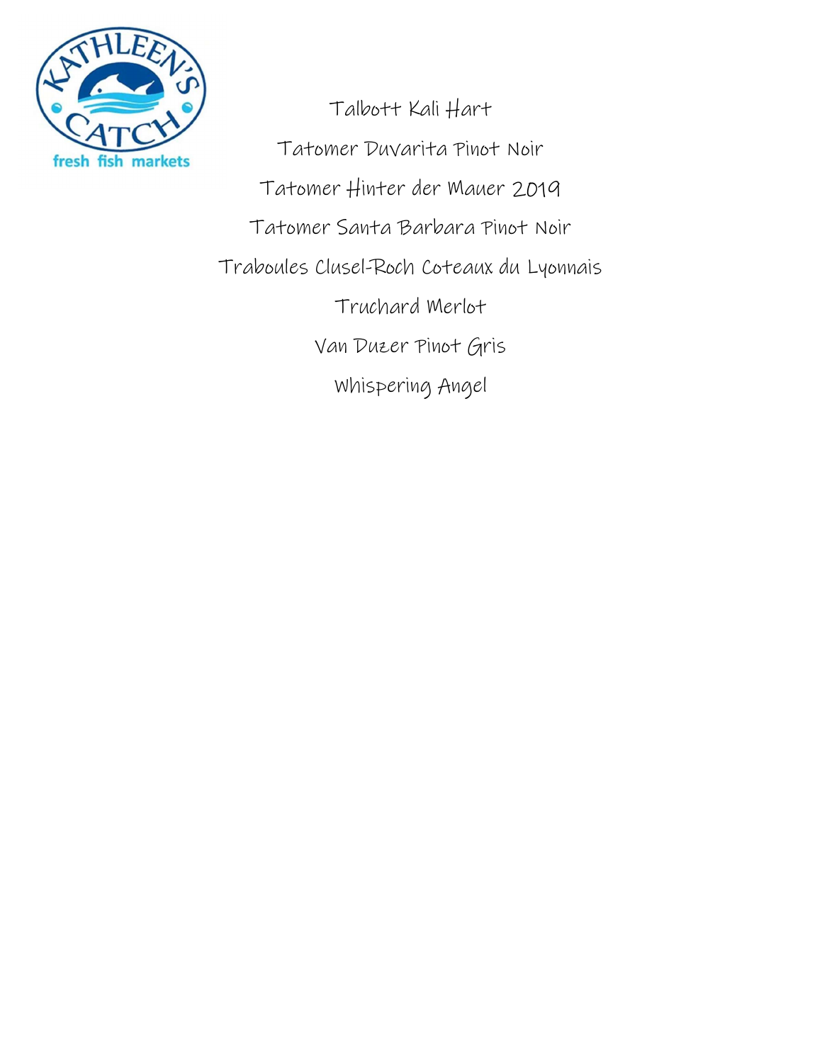Talbott Kali Hart

Tatomer Duvarita Pinot Noir

Tatomer Hinter der Mauer 2019

Tatomer Santa Barbara Pinot Noir

Traboules Clusel-Roch Coteaux du Lyonnais

Truchard Merlot

Van Duzer Pinot Gris

Whispering Angel